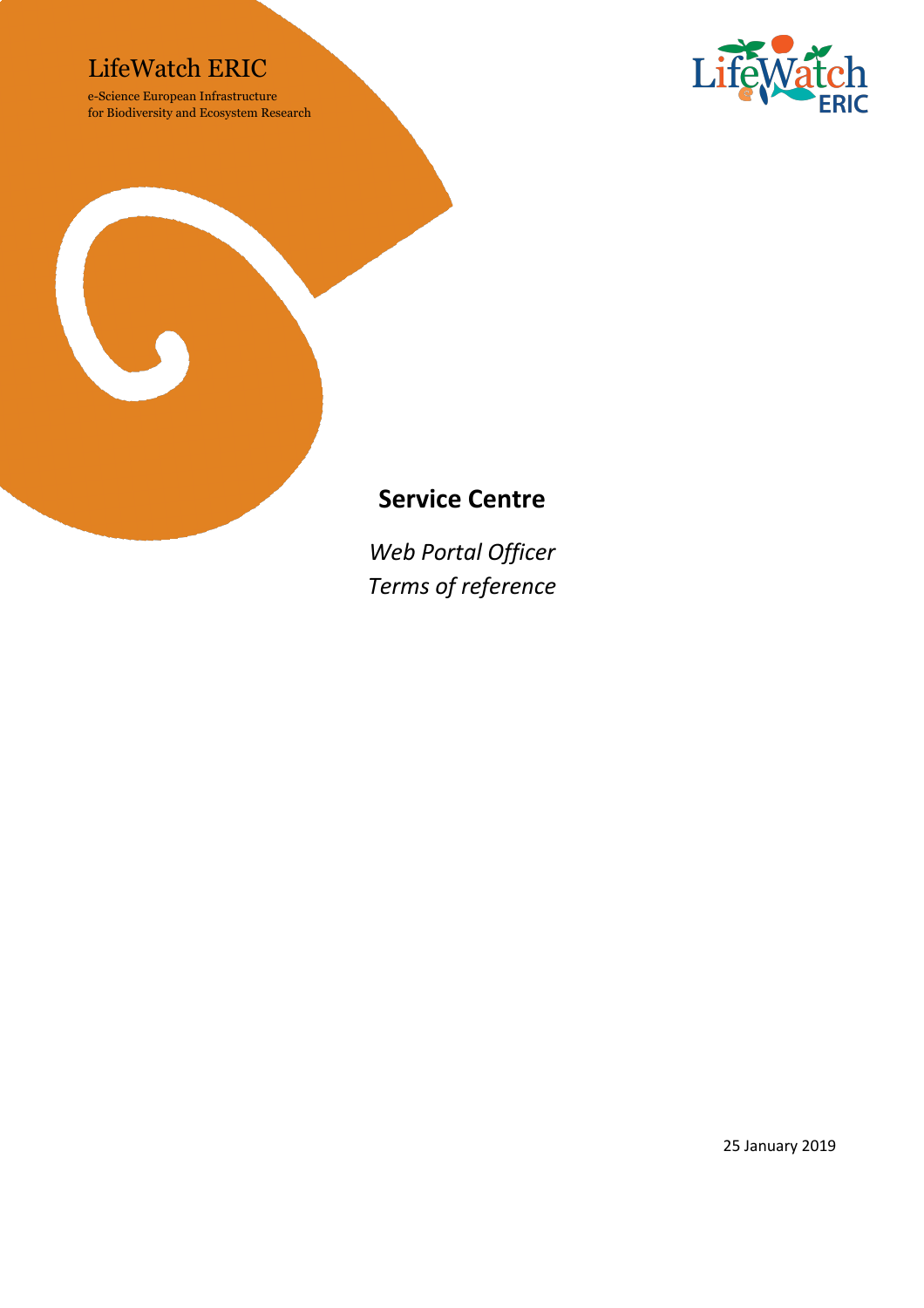LifeWatch ERIC

e-Science European Infrastructure
for Biodiversity and Ecosystem Research

# Service Centre

*Web Portal Officer*
*Terms of reference*

25 January 2019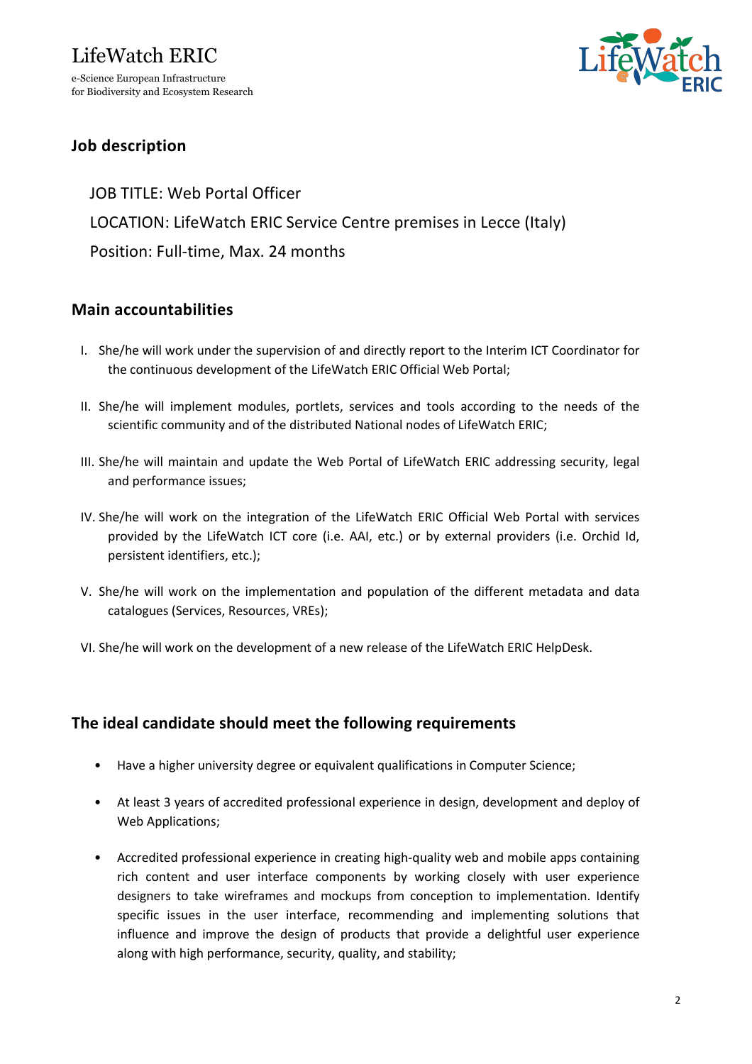# LifeWatch ERIC

e-Science European Infrastructure
for Biodiversity and Ecosystem Research

## Job description

JOB TITLE: Web Portal Officer

LOCATION: LifeWatch ERIC Service Centre premises in Lecce (Italy)

Position: Full-time, Max. 24 months

## Main accountabilities

I. She/he will work under the supervision of and directly report to the Interim ICT Coordinator for the continuous development of the LifeWatch ERIC Official Web Portal;

II. She/he will implement modules, portlets, services and tools according to the needs of the scientific community and of the distributed National nodes of LifeWatch ERIC;

III. She/he will maintain and update the Web Portal of LifeWatch ERIC addressing security, legal and performance issues;

IV. She/he will work on the integration of the LifeWatch ERIC Official Web Portal with services provided by the LifeWatch ICT core (i.e. AAI, etc.) or by external providers (i.e. Orchid Id, persistent identifiers, etc.);

V. She/he will work on the implementation and population of the different metadata and data catalogues (Services, Resources, VREs);

VI. She/he will work on the development of a new release of the LifeWatch ERIC HelpDesk.

## The ideal candidate should meet the following requirements

- Have a higher university degree or equivalent qualifications in Computer Science;
- At least 3 years of accredited professional experience in design, development and deploy of Web Applications;
- Accredited professional experience in creating high-quality web and mobile apps containing rich content and user interface components by working closely with user experience designers to take wireframes and mockups from conception to implementation. Identify specific issues in the user interface, recommending and implementing solutions that influence and improve the design of products that provide a delightful user experience along with high performance, security, quality, and stability;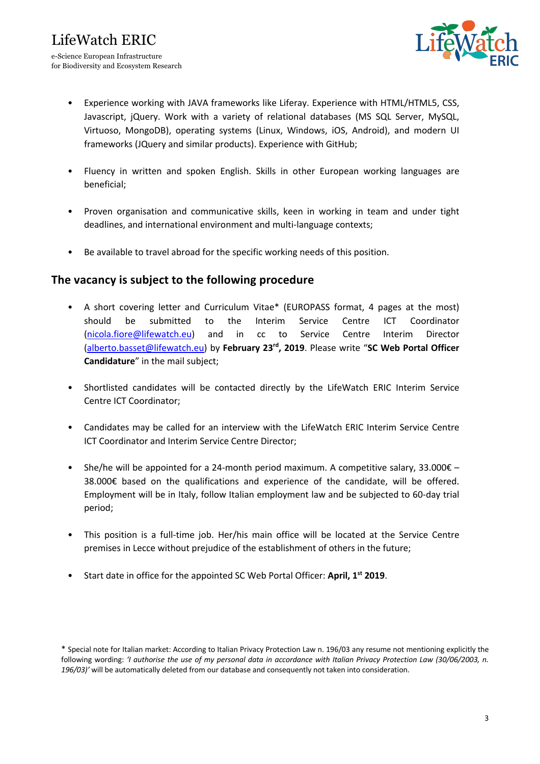- Experience working with JAVA frameworks like Liferay. Experience with HTML/HTML5, CSS, Javascript, jQuery. Work with a variety of relational databases (MS SQL Server, MySQL, Virtuoso, MongoDB), operating systems (Linux, Windows, iOS, Android), and modern UI frameworks (JQuery and similar products). Experience with GitHub;

- Fluency in written and spoken English. Skills in other European working languages are beneficial;

- Proven organisation and communicative skills, keen in working in team and under tight deadlines, and international environment and multi-language contexts;

- Be available to travel abroad for the specific working needs of this position.

## The vacancy is subject to the following procedure

- A short covering letter and Curriculum Vitae* (EUROPASS format, 4 pages at the most) should be submitted to the Interim Service Centre ICT Coordinator (nicola.fiore@lifewatch.eu) and in cc to Service Centre Interim Director (alberto.basset@lifewatch.eu) by **February 23rd, 2019**. Please write "**SC Web Portal Officer Candidature**" in the mail subject;

- Shortlisted candidates will be contacted directly by the LifeWatch ERIC Interim Service Centre ICT Coordinator;

- Candidates may be called for an interview with the LifeWatch ERIC Interim Service Centre ICT Coordinator and Interim Service Centre Director;

- She/he will be appointed for a 24-month period maximum. A competitive salary, 33.000€ – 38.000€ based on the qualifications and experience of the candidate, will be offered. Employment will be in Italy, follow Italian employment law and be subjected to 60-day trial period;

- This position is a full-time job. Her/his main office will be located at the Service Centre premises in Lecce without prejudice of the establishment of others in the future;

- Start date in office for the appointed SC Web Portal Officer: **April, 1st 2019**.

\* Special note for Italian market: According to Italian Privacy Protection Law n. 196/03 any resume not mentioning explicitly the following wording: *'I authorise the use of my personal data in accordance with Italian Privacy Protection Law (30/06/2003, n. 196/03)'* will be automatically deleted from our database and consequently not taken into consideration.